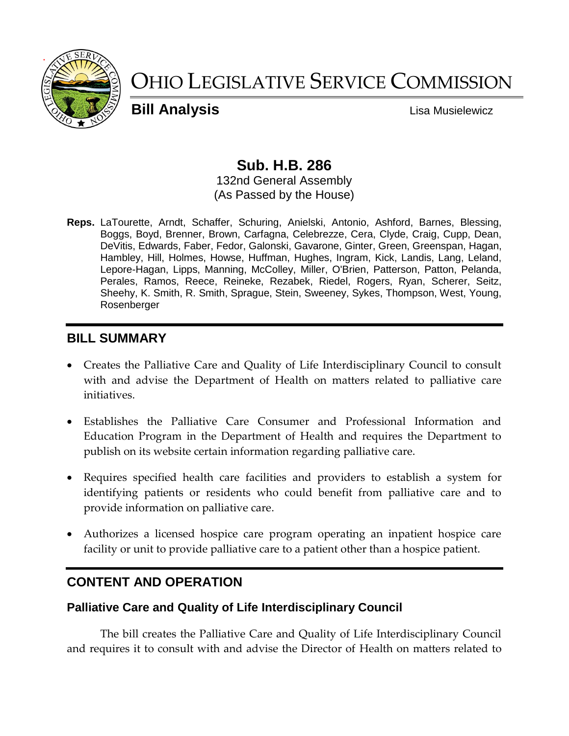# OHIO LEGISLATIVE SERVICE COMMISSION

**Bill Analysis** Lisa Musielewicz

## Sub. H.B. 286

132nd General Assembly
(As Passed by the House)

**Reps.** LaTourette, Arndt, Schaffer, Schuring, Anielski, Antonio, Ashford, Barnes, Blessing, Boggs, Boyd, Brenner, Brown, Carfagna, Celebrezze, Cera, Clyde, Craig, Cupp, Dean, DeVitis, Edwards, Faber, Fedor, Galonski, Gavarone, Ginter, Green, Greenspan, Hagan, Hambley, Hill, Holmes, Howse, Huffman, Hughes, Ingram, Kick, Landis, Lang, Leland, Lepore-Hagan, Lipps, Manning, McColley, Miller, O'Brien, Patterson, Patton, Pelanda, Perales, Ramos, Reece, Reineke, Rezabek, Riedel, Rogers, Ryan, Scherer, Seitz, Sheehy, K. Smith, R. Smith, Sprague, Stein, Sweeney, Sykes, Thompson, West, Young, Rosenberger

## BILL SUMMARY

- Creates the Palliative Care and Quality of Life Interdisciplinary Council to consult with and advise the Department of Health on matters related to palliative care initiatives.
- Establishes the Palliative Care Consumer and Professional Information and Education Program in the Department of Health and requires the Department to publish on its website certain information regarding palliative care.
- Requires specified health care facilities and providers to establish a system for identifying patients or residents who could benefit from palliative care and to provide information on palliative care.
- Authorizes a licensed hospice care program operating an inpatient hospice care facility or unit to provide palliative care to a patient other than a hospice patient.

## CONTENT AND OPERATION

### Palliative Care and Quality of Life Interdisciplinary Council

The bill creates the Palliative Care and Quality of Life Interdisciplinary Council and requires it to consult with and advise the Director of Health on matters related to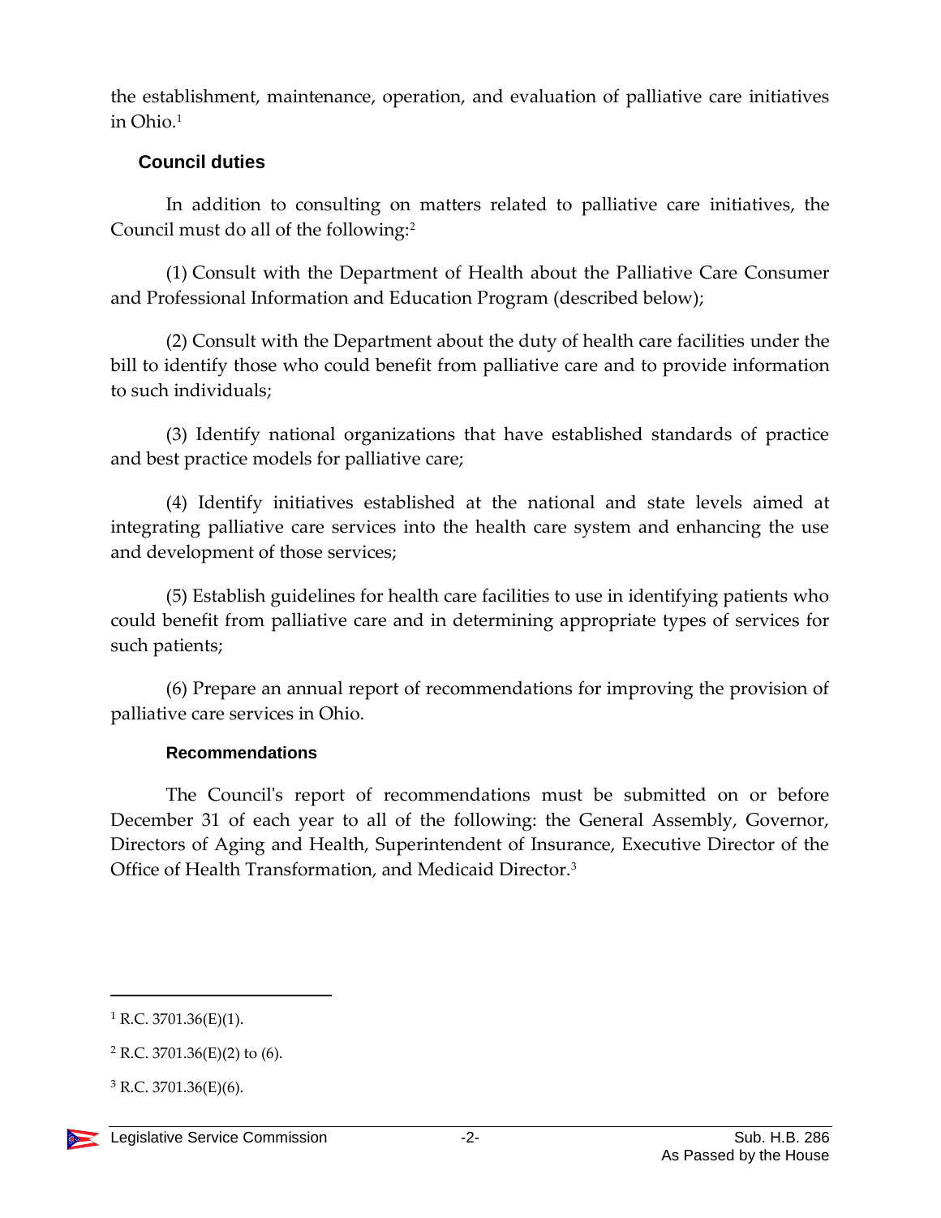the establishment, maintenance, operation, and evaluation of palliative care initiatives in Ohio.[1]

## Council duties

In addition to consulting on matters related to palliative care initiatives, the Council must do all of the following:[2]

(1) Consult with the Department of Health about the Palliative Care Consumer and Professional Information and Education Program (described below);

(2) Consult with the Department about the duty of health care facilities under the bill to identify those who could benefit from palliative care and to provide information to such individuals;

(3) Identify national organizations that have established standards of practice and best practice models for palliative care;

(4) Identify initiatives established at the national and state levels aimed at integrating palliative care services into the health care system and enhancing the use and development of those services;

(5) Establish guidelines for health care facilities to use in identifying patients who could benefit from palliative care and in determining appropriate types of services for such patients;

(6) Prepare an annual report of recommendations for improving the provision of palliative care services in Ohio.

### Recommendations

The Council's report of recommendations must be submitted on or before December 31 of each year to all of the following: the General Assembly, Governor, Directors of Aging and Health, Superintendent of Insurance, Executive Director of the Office of Health Transformation, and Medicaid Director.[3]

---

[1] R.C. 3701.36(E)(1).

[2] R.C. 3701.36(E)(2) to (6).

[3] R.C. 3701.36(E)(6).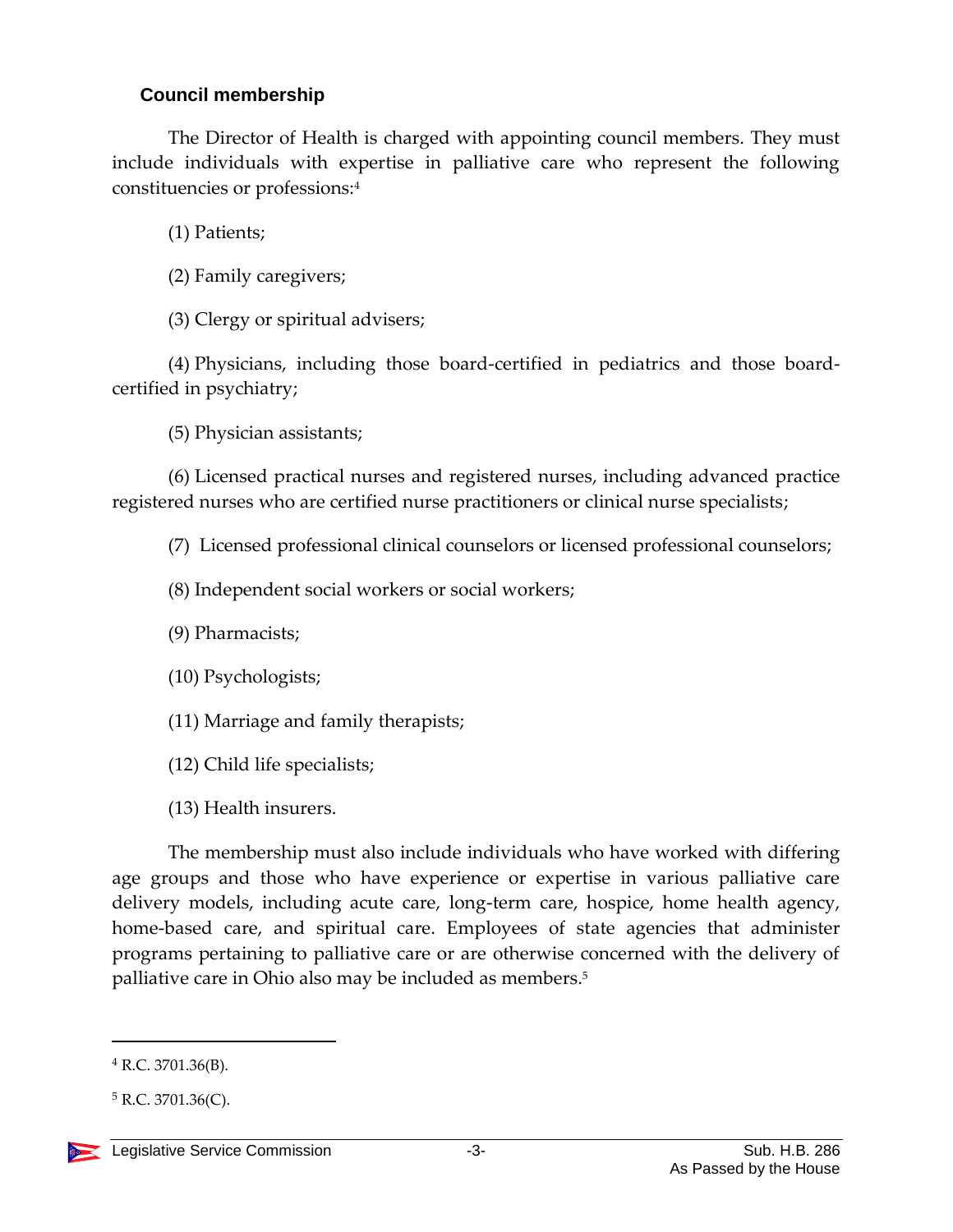### Council membership

The Director of Health is charged with appointing council members. They must include individuals with expertise in palliative care who represent the following constituencies or professions:[4]

(1) Patients;

(2) Family caregivers;

(3) Clergy or spiritual advisers;

(4) Physicians, including those board-certified in pediatrics and those board-certified in psychiatry;

(5) Physician assistants;

(6) Licensed practical nurses and registered nurses, including advanced practice registered nurses who are certified nurse practitioners or clinical nurse specialists;

(7) Licensed professional clinical counselors or licensed professional counselors;

(8) Independent social workers or social workers;

(9) Pharmacists;

(10) Psychologists;

(11) Marriage and family therapists;

(12) Child life specialists;

(13) Health insurers.

The membership must also include individuals who have worked with differing age groups and those who have experience or expertise in various palliative care delivery models, including acute care, long-term care, hospice, home health agency, home-based care, and spiritual care. Employees of state agencies that administer programs pertaining to palliative care or are otherwise concerned with the delivery of palliative care in Ohio also may be included as members.[5]

---

[4] R.C. 3701.36(B).

[5] R.C. 3701.36(C).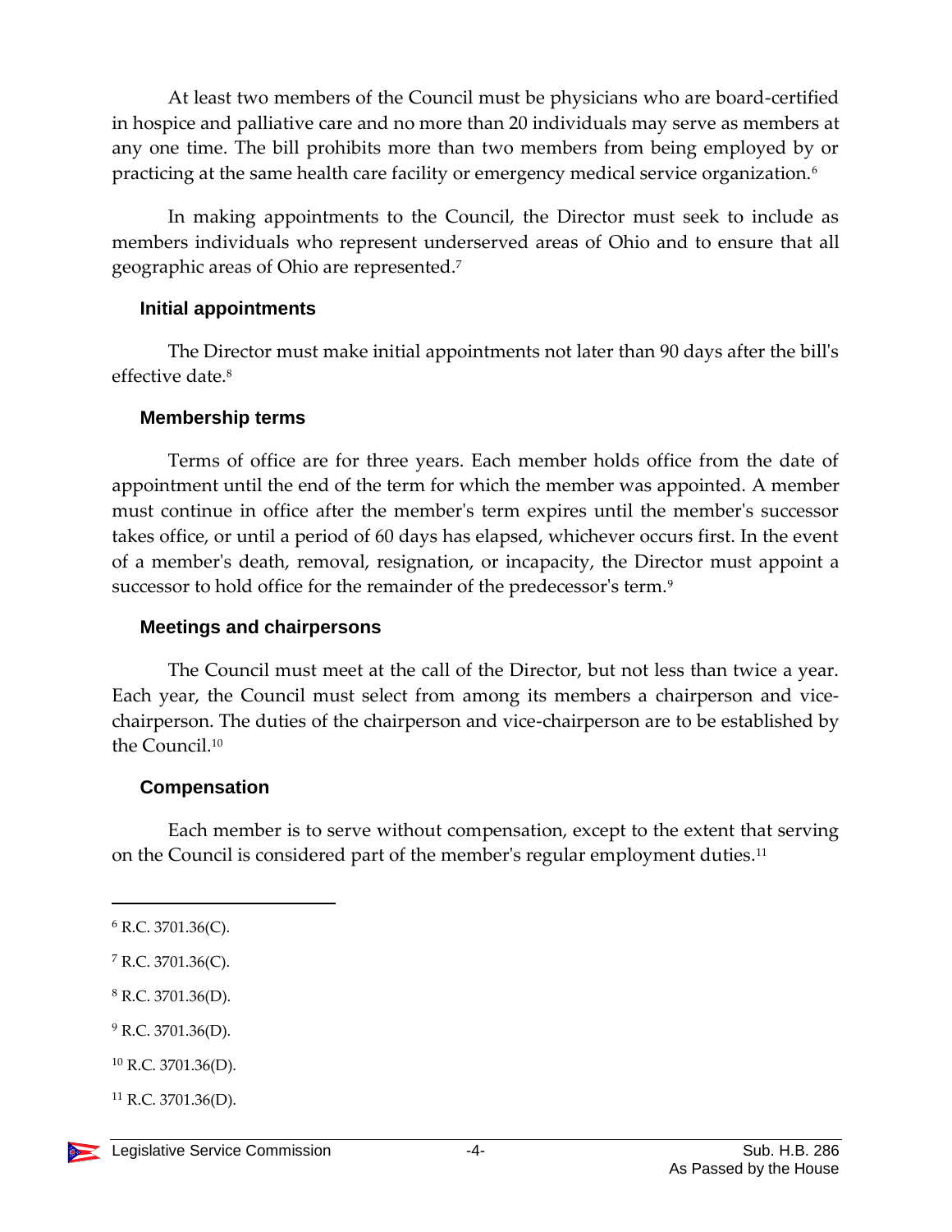At least two members of the Council must be physicians who are board-certified in hospice and palliative care and no more than 20 individuals may serve as members at any one time. The bill prohibits more than two members from being employed by or practicing at the same health care facility or emergency medical service organization.[6]

In making appointments to the Council, the Director must seek to include as members individuals who represent underserved areas of Ohio and to ensure that all geographic areas of Ohio are represented.[7]

### Initial appointments

The Director must make initial appointments not later than 90 days after the bill's effective date.[8]

### Membership terms

Terms of office are for three years. Each member holds office from the date of appointment until the end of the term for which the member was appointed. A member must continue in office after the member's term expires until the member's successor takes office, or until a period of 60 days has elapsed, whichever occurs first. In the event of a member's death, removal, resignation, or incapacity, the Director must appoint a successor to hold office for the remainder of the predecessor's term.[9]

### Meetings and chairpersons

The Council must meet at the call of the Director, but not less than twice a year. Each year, the Council must select from among its members a chairperson and vice-chairperson. The duties of the chairperson and vice-chairperson are to be established by the Council.[10]

### Compensation

Each member is to serve without compensation, except to the extent that serving on the Council is considered part of the member's regular employment duties.[11]

---

[6] R.C. 3701.36(C).

[7] R.C. 3701.36(C).

[8] R.C. 3701.36(D).

[9] R.C. 3701.36(D).

[10] R.C. 3701.36(D).

[11] R.C. 3701.36(D).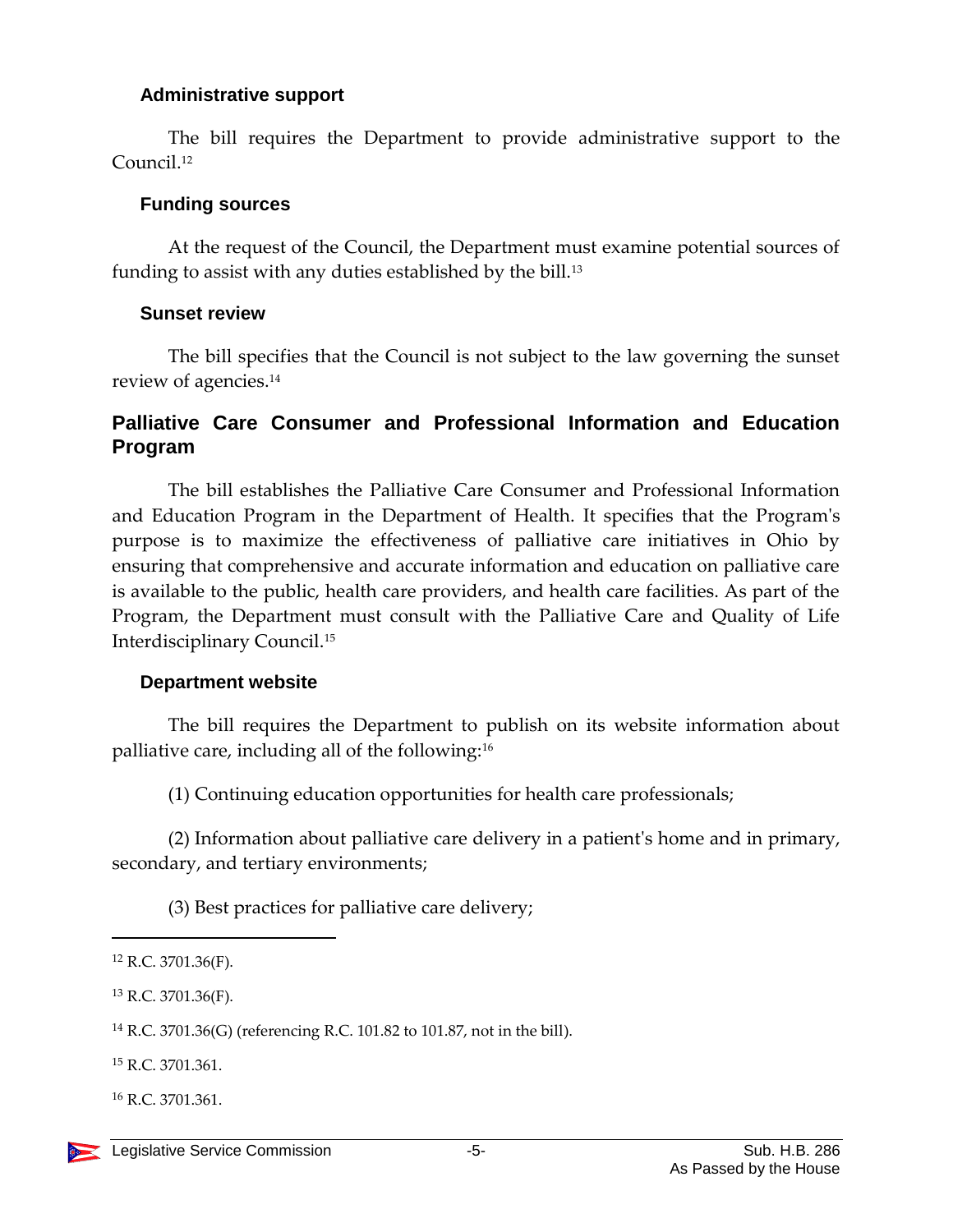### Administrative support

The bill requires the Department to provide administrative support to the Council.[12]

### Funding sources

At the request of the Council, the Department must examine potential sources of funding to assist with any duties established by the bill.[13]

### Sunset review

The bill specifies that the Council is not subject to the law governing the sunset review of agencies.[14]

## Palliative Care Consumer and Professional Information and Education Program

The bill establishes the Palliative Care Consumer and Professional Information and Education Program in the Department of Health. It specifies that the Program's purpose is to maximize the effectiveness of palliative care initiatives in Ohio by ensuring that comprehensive and accurate information and education on palliative care is available to the public, health care providers, and health care facilities. As part of the Program, the Department must consult with the Palliative Care and Quality of Life Interdisciplinary Council.[15]

### Department website

The bill requires the Department to publish on its website information about palliative care, including all of the following:[16]

(1) Continuing education opportunities for health care professionals;

(2) Information about palliative care delivery in a patient's home and in primary, secondary, and tertiary environments;

(3) Best practices for palliative care delivery;

---

[12] R.C. 3701.36(F).

[13] R.C. 3701.36(F).

[14] R.C. 3701.36(G) (referencing R.C. 101.82 to 101.87, not in the bill).

[15] R.C. 3701.361.

[16] R.C. 3701.361.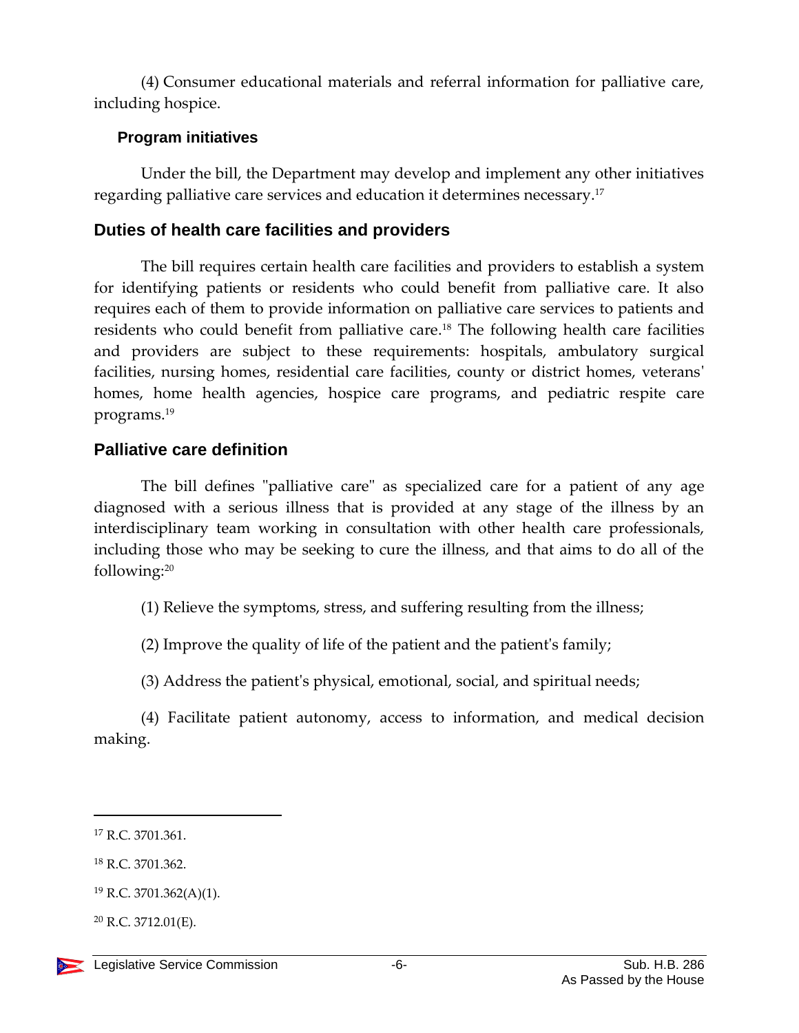(4) Consumer educational materials and referral information for palliative care, including hospice.

### Program initiatives

Under the bill, the Department may develop and implement any other initiatives regarding palliative care services and education it determines necessary.[17]

## Duties of health care facilities and providers

The bill requires certain health care facilities and providers to establish a system for identifying patients or residents who could benefit from palliative care. It also requires each of them to provide information on palliative care services to patients and residents who could benefit from palliative care.[18] The following health care facilities and providers are subject to these requirements: hospitals, ambulatory surgical facilities, nursing homes, residential care facilities, county or district homes, veterans' homes, home health agencies, hospice care programs, and pediatric respite care programs.[19]

## Palliative care definition

The bill defines "palliative care" as specialized care for a patient of any age diagnosed with a serious illness that is provided at any stage of the illness by an interdisciplinary team working in consultation with other health care professionals, including those who may be seeking to cure the illness, and that aims to do all of the following:[20]

(1) Relieve the symptoms, stress, and suffering resulting from the illness;

(2) Improve the quality of life of the patient and the patient's family;

(3) Address the patient's physical, emotional, social, and spiritual needs;

(4) Facilitate patient autonomy, access to information, and medical decision making.

---

[17] R.C. 3701.361.

[18] R.C. 3701.362.

[19] R.C. 3701.362(A)(1).

[20] R.C. 3712.01(E).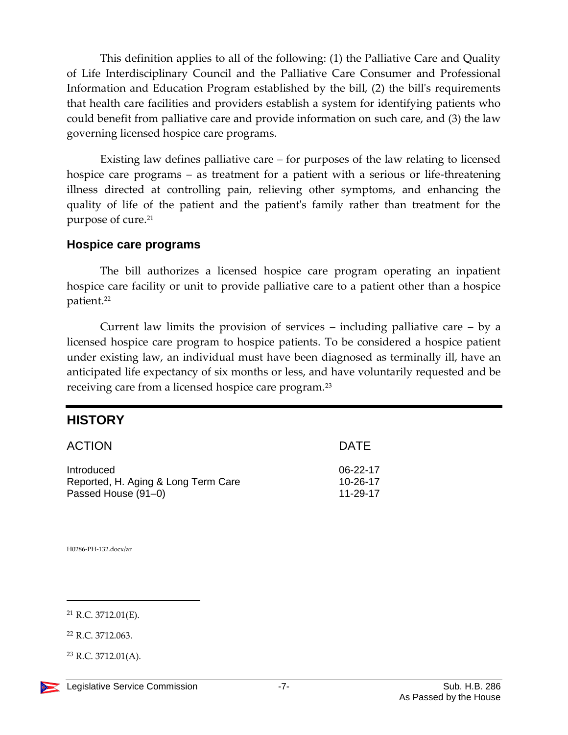This definition applies to all of the following: (1) the Palliative Care and Quality of Life Interdisciplinary Council and the Palliative Care Consumer and Professional Information and Education Program established by the bill, (2) the bill's requirements that health care facilities and providers establish a system for identifying patients who could benefit from palliative care and provide information on such care, and (3) the law governing licensed hospice care programs.

Existing law defines palliative care – for purposes of the law relating to licensed hospice care programs – as treatment for a patient with a serious or life-threatening illness directed at controlling pain, relieving other symptoms, and enhancing the quality of life of the patient and the patient's family rather than treatment for the purpose of cure.[21]

### Hospice care programs

The bill authorizes a licensed hospice care program operating an inpatient hospice care facility or unit to provide palliative care to a patient other than a hospice patient.[22]

Current law limits the provision of services – including palliative care – by a licensed hospice care program to hospice patients. To be considered a hospice patient under existing law, an individual must have been diagnosed as terminally ill, have an anticipated life expectancy of six months or less, and have voluntarily requested and be receiving care from a licensed hospice care program.[23]

## HISTORY

| ACTION | DATE |
|---|---|
| Introduced | 06-22-17 |
| Reported, H. Aging & Long Term Care | 10-26-17 |
| Passed House (91–0) | 11-29-17 |

H0286-PH-132.docx/ar

[21] R.C. 3712.01(E).

[22] R.C. 3712.063.

[23] R.C. 3712.01(A).